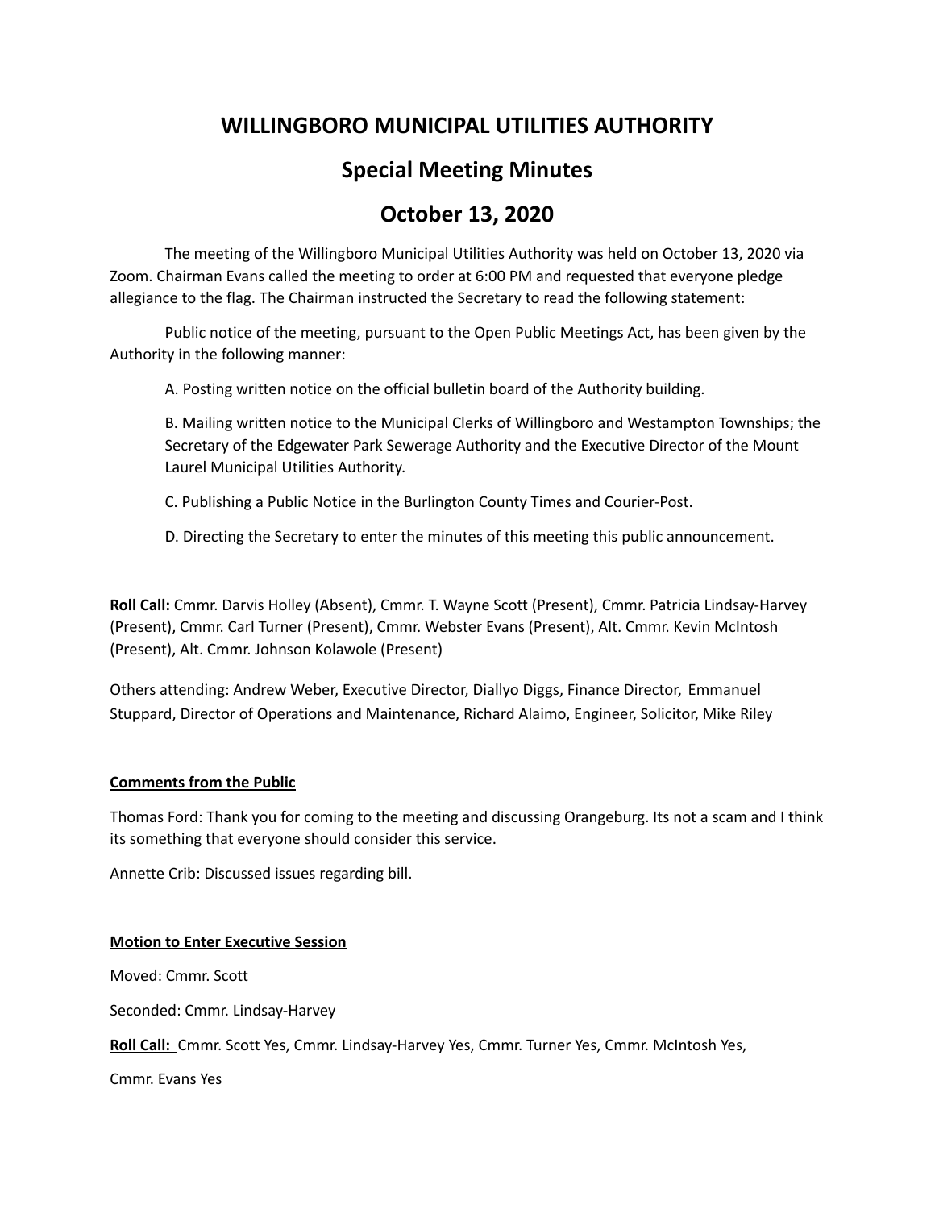# WILLINGBORO MUNICIPAL UTILITIES AUTHORITY

## Special Meeting Minutes

## October 13, 2020

The meeting of the Willingboro Municipal Utilities Authority was held on October 13, 2020 via Zoom. Chairman Evans called the meeting to order at 6:00 PM and requested that everyone pledge allegiance to the flag. The Chairman instructed the Secretary to read the following statement:

Public notice of the meeting, pursuant to the Open Public Meetings Act, has been given by the Authority in the following manner:

A. Posting written notice on the official bulletin board of the Authority building.

B. Mailing written notice to the Municipal Clerks of Willingboro and Westampton Townships; the Secretary of the Edgewater Park Sewerage Authority and the Executive Director of the Mount Laurel Municipal Utilities Authority.

C. Publishing a Public Notice in the Burlington County Times and Courier-Post.

D. Directing the Secretary to enter the minutes of this meeting this public announcement.

**Roll Call:** Cmmr. Darvis Holley (Absent), Cmmr. T. Wayne Scott (Present), Cmmr. Patricia Lindsay-Harvey (Present), Cmmr. Carl Turner (Present), Cmmr. Webster Evans (Present), Alt. Cmmr. Kevin McIntosh (Present), Alt. Cmmr. Johnson Kolawole (Present)

Others attending: Andrew Weber, Executive Director, Diallyo Diggs, Finance Director, Emmanuel Stuppard, Director of Operations and Maintenance, Richard Alaimo, Engineer, Solicitor, Mike Riley

**Comments from the Public**

Thomas Ford: Thank you for coming to the meeting and discussing Orangeburg. Its not a scam and I think its something that everyone should consider this service.

Annette Crib: Discussed issues regarding bill.

**Motion to Enter Executive Session**

Moved: Cmmr. Scott

Seconded: Cmmr. Lindsay-Harvey

**Roll Call:** Cmmr. Scott Yes, Cmmr. Lindsay-Harvey Yes, Cmmr. Turner Yes, Cmmr. McIntosh Yes,

Cmmr. Evans Yes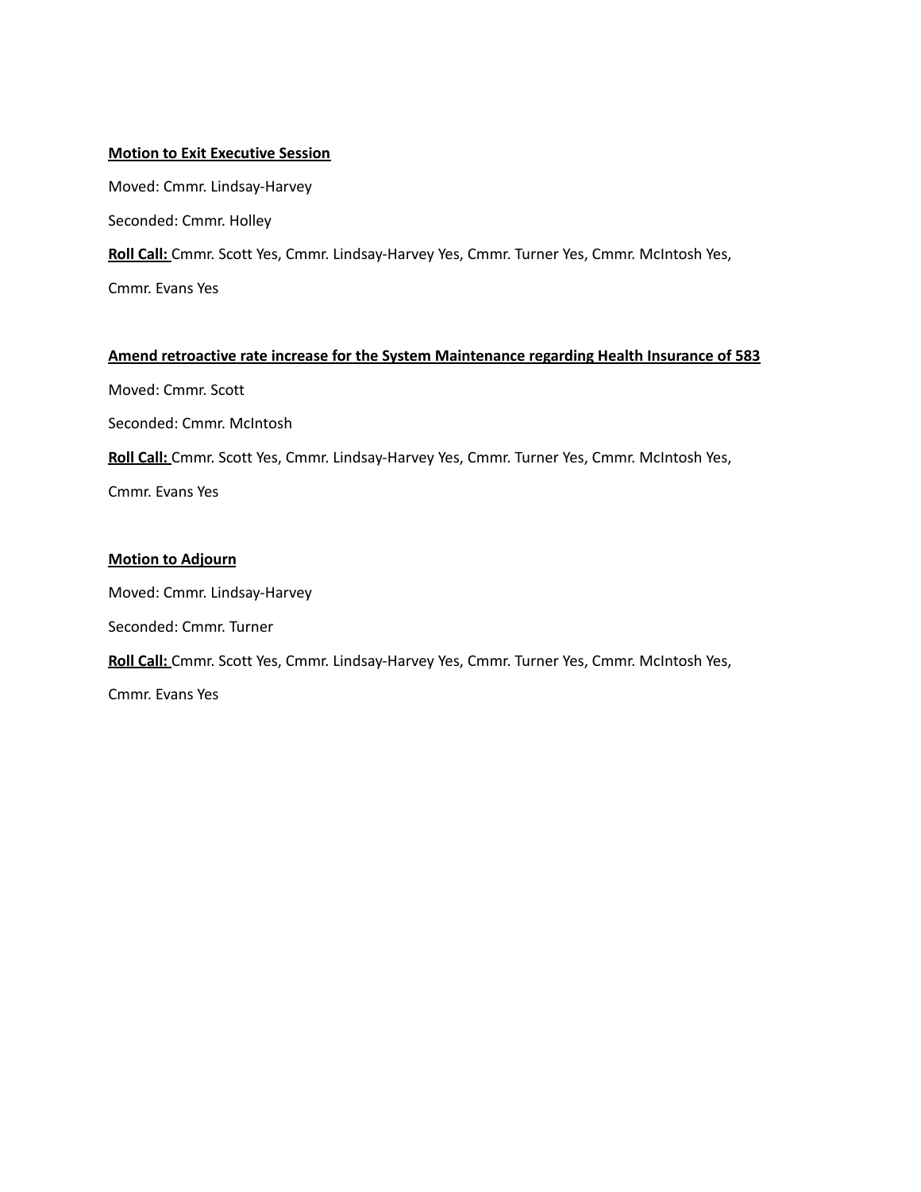**Motion to Exit Executive Session**

Moved: Cmmr. Lindsay-Harvey

Seconded: Cmmr. Holley

**Roll Call:** Cmmr. Scott Yes, Cmmr. Lindsay-Harvey Yes, Cmmr. Turner Yes, Cmmr. McIntosh Yes, Cmmr. Evans Yes

**Amend retroactive rate increase for the System Maintenance regarding Health Insurance of 583**

Moved: Cmmr. Scott

Seconded: Cmmr. McIntosh

**Roll Call:** Cmmr. Scott Yes, Cmmr. Lindsay-Harvey Yes, Cmmr. Turner Yes, Cmmr. McIntosh Yes, Cmmr. Evans Yes

**Motion to Adjourn**

Moved: Cmmr. Lindsay-Harvey

Seconded: Cmmr. Turner

**Roll Call:** Cmmr. Scott Yes, Cmmr. Lindsay-Harvey Yes, Cmmr. Turner Yes, Cmmr. McIntosh Yes, Cmmr. Evans Yes